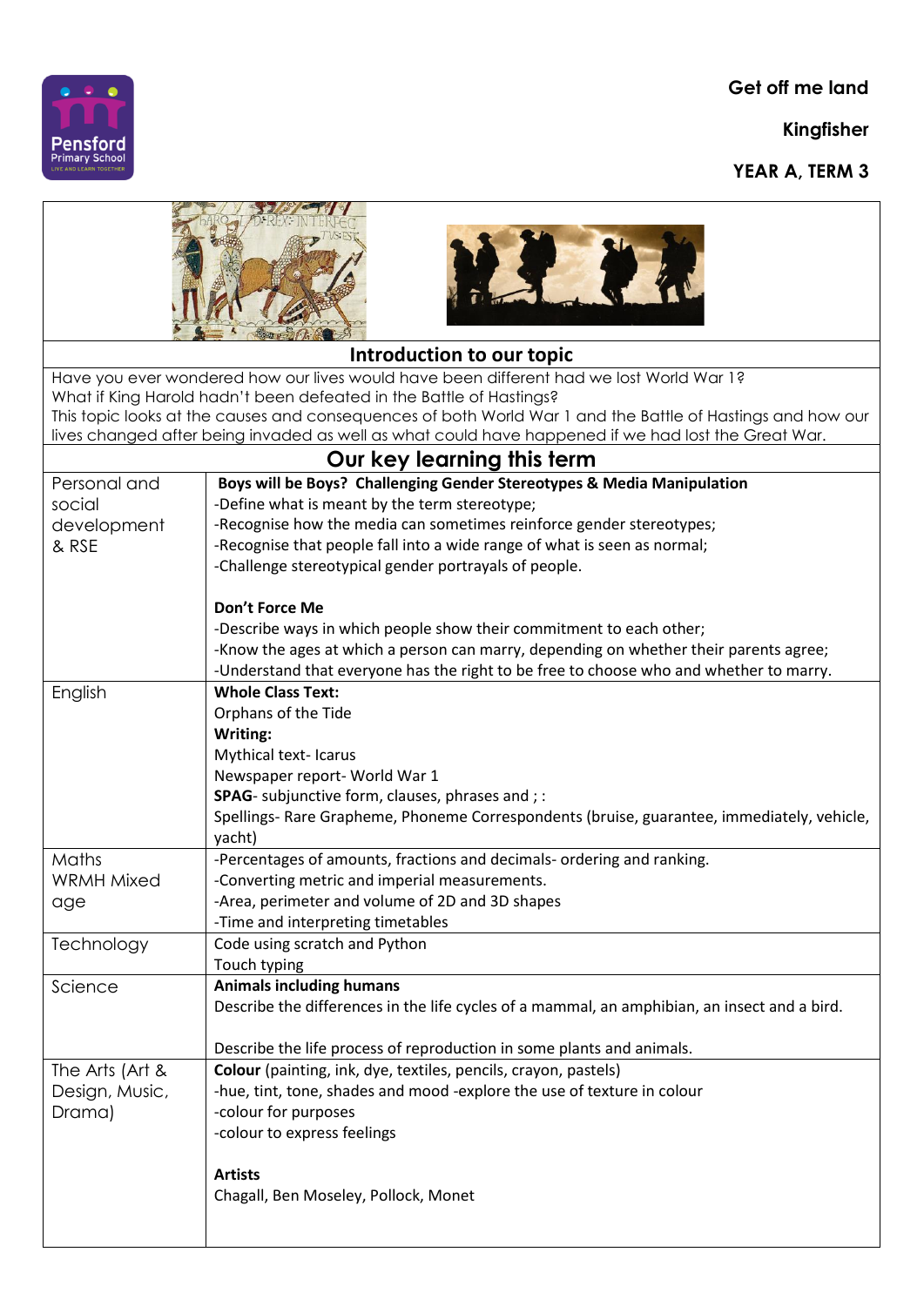Get off me land

Kingfisher

YEAR A, TERM 3

## Introduction to our topic

Have you ever wondered how our lives would have been different had we lost World War 1?
What if King Harold hadn't been defeated in the Battle of Hastings?
This topic looks at the causes and consequences of both World War 1 and the Battle of Hastings and how our lives changed after being invaded as well as what could have happened if we had lost the Great War.

## Our key learning this term

| | |
|---|---|
| Personal and social development & RSE | **Boys will be Boys? Challenging Gender Stereotypes & Media Manipulation**<br>-Define what is meant by the term stereotype;<br>-Recognise how the media can sometimes reinforce gender stereotypes;<br>-Recognise that people fall into a wide range of what is seen as normal;<br>-Challenge stereotypical gender portrayals of people.<br><br>**Don't Force Me**<br>-Describe ways in which people show their commitment to each other;<br>-Know the ages at which a person can marry, depending on whether their parents agree;<br>-Understand that everyone has the right to be free to choose who and whether to marry. |
| English | **Whole Class Text:**<br>Orphans of the Tide<br>**Writing:**<br>Mythical text- Icarus<br>Newspaper report- World War 1<br>**SPAG**- subjunctive form, clauses, phrases and ; :<br>Spellings- Rare Grapheme, Phoneme Correspondents (bruise, guarantee, immediately, vehicle, yacht) |
| Maths WRMH Mixed age | -Percentages of amounts, fractions and decimals- ordering and ranking.<br>-Converting metric and imperial measurements.<br>-Area, perimeter and volume of 2D and 3D shapes<br>-Time and interpreting timetables |
| Technology | Code using scratch and Python<br>Touch typing |
| Science | **Animals including humans**<br>Describe the differences in the life cycles of a mammal, an amphibian, an insect and a bird.<br><br>Describe the life process of reproduction in some plants and animals. |
| The Arts (Art & Design, Music, Drama) | **Colour** (painting, ink, dye, textiles, pencils, crayon, pastels)<br>-hue, tint, tone, shades and mood -explore the use of texture in colour<br>-colour for purposes<br>-colour to express feelings<br><br>**Artists**<br>Chagall, Ben Moseley, Pollock, Monet |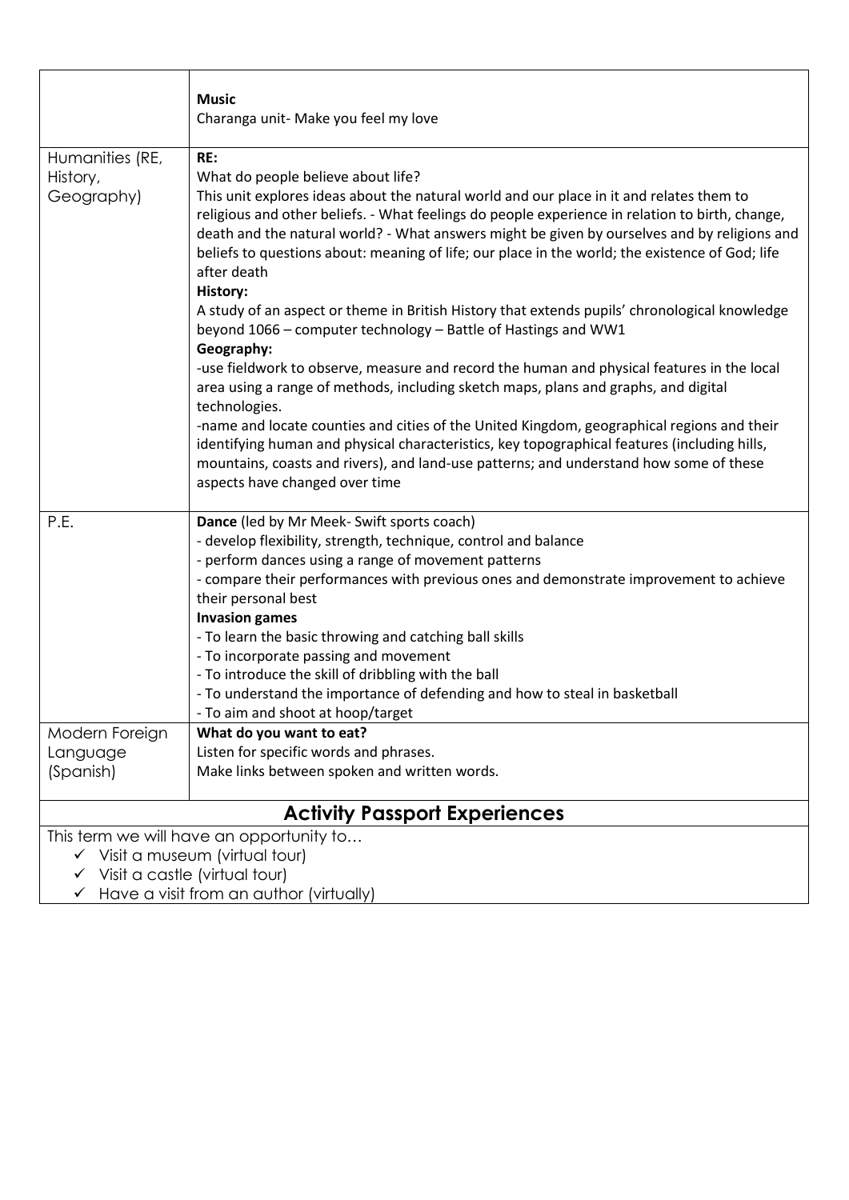| | |
|---|---|
| | **Music**<br>Charanga unit- Make you feel my love |
| Humanities (RE, History, Geography) | **RE:**<br>What do people believe about life?<br>This unit explores ideas about the natural world and our place in it and relates them to religious and other beliefs. - What feelings do people experience in relation to birth, change, death and the natural world? - What answers might be given by ourselves and by religions and beliefs to questions about: meaning of life; our place in the world; the existence of God; life after death<br>**History:**<br>A study of an aspect or theme in British History that extends pupils' chronological knowledge beyond 1066 – computer technology – Battle of Hastings and WW1<br>**Geography:**<br>-use fieldwork to observe, measure and record the human and physical features in the local area using a range of methods, including sketch maps, plans and graphs, and digital technologies.<br>-name and locate counties and cities of the United Kingdom, geographical regions and their identifying human and physical characteristics, key topographical features (including hills, mountains, coasts and rivers), and land-use patterns; and understand how some of these aspects have changed over time |
| P.E. | **Dance** (led by Mr Meek- Swift sports coach)<br>- develop flexibility, strength, technique, control and balance<br>- perform dances using a range of movement patterns<br>- compare their performances with previous ones and demonstrate improvement to achieve their personal best<br>**Invasion games**<br>- To learn the basic throwing and catching ball skills<br>- To incorporate passing and movement<br>- To introduce the skill of dribbling with the ball<br>- To understand the importance of defending and how to steal in basketball<br>- To aim and shoot at hoop/target |
| Modern Foreign Language (Spanish) | **What do you want to eat?**<br>Listen for specific words and phrases.<br>Make links between spoken and written words. |

## Activity Passport Experiences

This term we will have an opportunity to…

- ✓ Visit a museum (virtual tour)
- ✓ Visit a castle (virtual tour)
- ✓ Have a visit from an author (virtually)